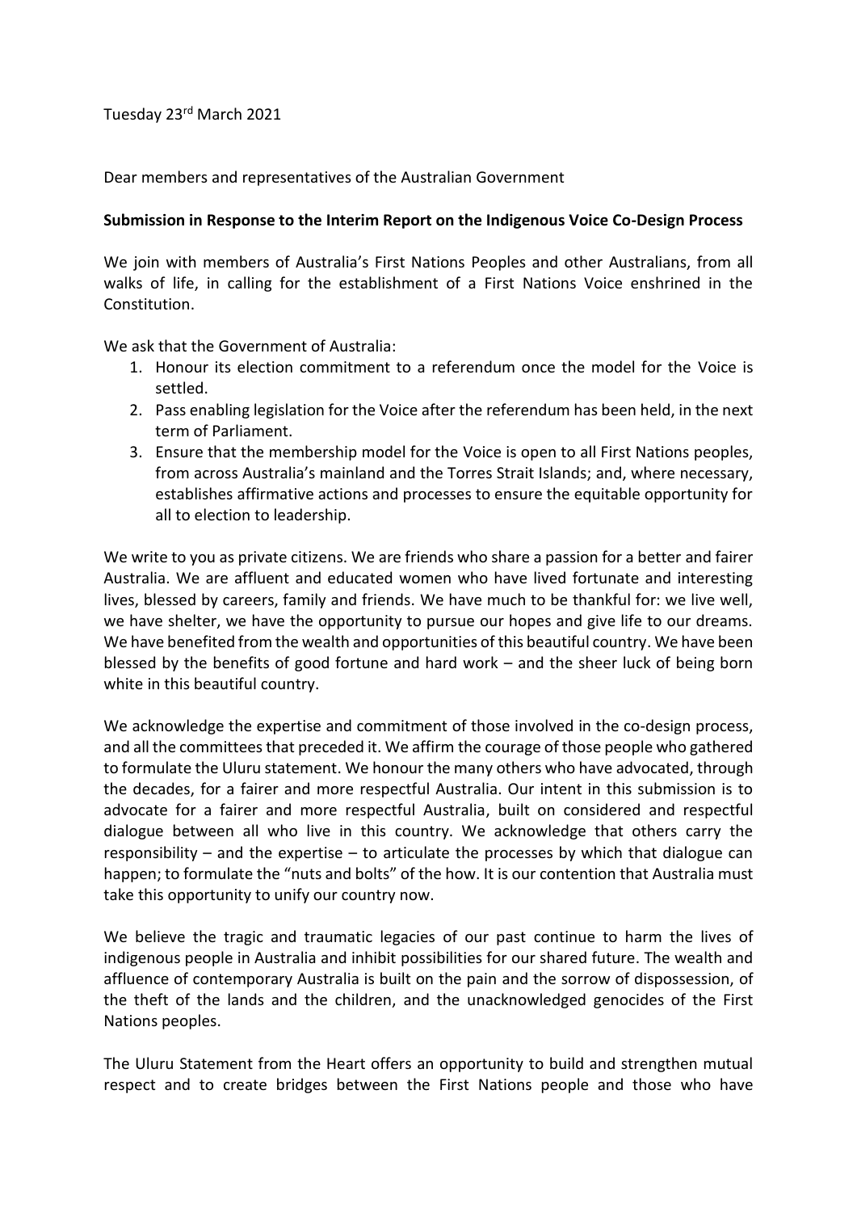Tuesday 23rd March 2021

Dear members and representatives of the Australian Government

**Submission in Response to the Interim Report on the Indigenous Voice Co-Design Process**

We join with members of Australia's First Nations Peoples and other Australians, from all walks of life, in calling for the establishment of a First Nations Voice enshrined in the Constitution.

We ask that the Government of Australia:

1. Honour its election commitment to a referendum once the model for the Voice is settled.
2. Pass enabling legislation for the Voice after the referendum has been held, in the next term of Parliament.
3. Ensure that the membership model for the Voice is open to all First Nations peoples, from across Australia's mainland and the Torres Strait Islands; and, where necessary, establishes affirmative actions and processes to ensure the equitable opportunity for all to election to leadership.

We write to you as private citizens. We are friends who share a passion for a better and fairer Australia. We are affluent and educated women who have lived fortunate and interesting lives, blessed by careers, family and friends. We have much to be thankful for: we live well, we have shelter, we have the opportunity to pursue our hopes and give life to our dreams. We have benefited from the wealth and opportunities of this beautiful country. We have been blessed by the benefits of good fortune and hard work – and the sheer luck of being born white in this beautiful country.

We acknowledge the expertise and commitment of those involved in the co-design process, and all the committees that preceded it. We affirm the courage of those people who gathered to formulate the Uluru statement. We honour the many others who have advocated, through the decades, for a fairer and more respectful Australia. Our intent in this submission is to advocate for a fairer and more respectful Australia, built on considered and respectful dialogue between all who live in this country. We acknowledge that others carry the responsibility – and the expertise – to articulate the processes by which that dialogue can happen; to formulate the "nuts and bolts" of the how. It is our contention that Australia must take this opportunity to unify our country now.

We believe the tragic and traumatic legacies of our past continue to harm the lives of indigenous people in Australia and inhibit possibilities for our shared future. The wealth and affluence of contemporary Australia is built on the pain and the sorrow of dispossession, of the theft of the lands and the children, and the unacknowledged genocides of the First Nations peoples.

The Uluru Statement from the Heart offers an opportunity to build and strengthen mutual respect and to create bridges between the First Nations people and those who have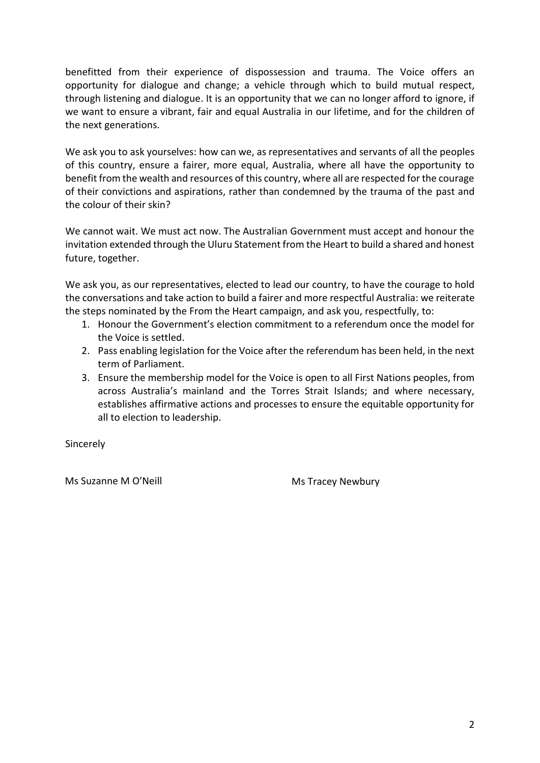benefitted from their experience of dispossession and trauma. The Voice offers an opportunity for dialogue and change; a vehicle through which to build mutual respect, through listening and dialogue. It is an opportunity that we can no longer afford to ignore, if we want to ensure a vibrant, fair and equal Australia in our lifetime, and for the children of the next generations.

We ask you to ask yourselves: how can we, as representatives and servants of all the peoples of this country, ensure a fairer, more equal, Australia, where all have the opportunity to benefit from the wealth and resources of this country, where all are respected for the courage of their convictions and aspirations, rather than condemned by the trauma of the past and the colour of their skin?

We cannot wait. We must act now. The Australian Government must accept and honour the invitation extended through the Uluru Statement from the Heart to build a shared and honest future, together.

We ask you, as our representatives, elected to lead our country, to have the courage to hold the conversations and take action to build a fairer and more respectful Australia: we reiterate the steps nominated by the From the Heart campaign, and ask you, respectfully, to:

1. Honour the Government's election commitment to a referendum once the model for the Voice is settled.
2. Pass enabling legislation for the Voice after the referendum has been held, in the next term of Parliament.
3. Ensure the membership model for the Voice is open to all First Nations peoples, from across Australia's mainland and the Torres Strait Islands; and where necessary, establishes affirmative actions and processes to ensure the equitable opportunity for all to election to leadership.

Sincerely

Ms Suzanne M O'Neill

Ms Tracey Newbury